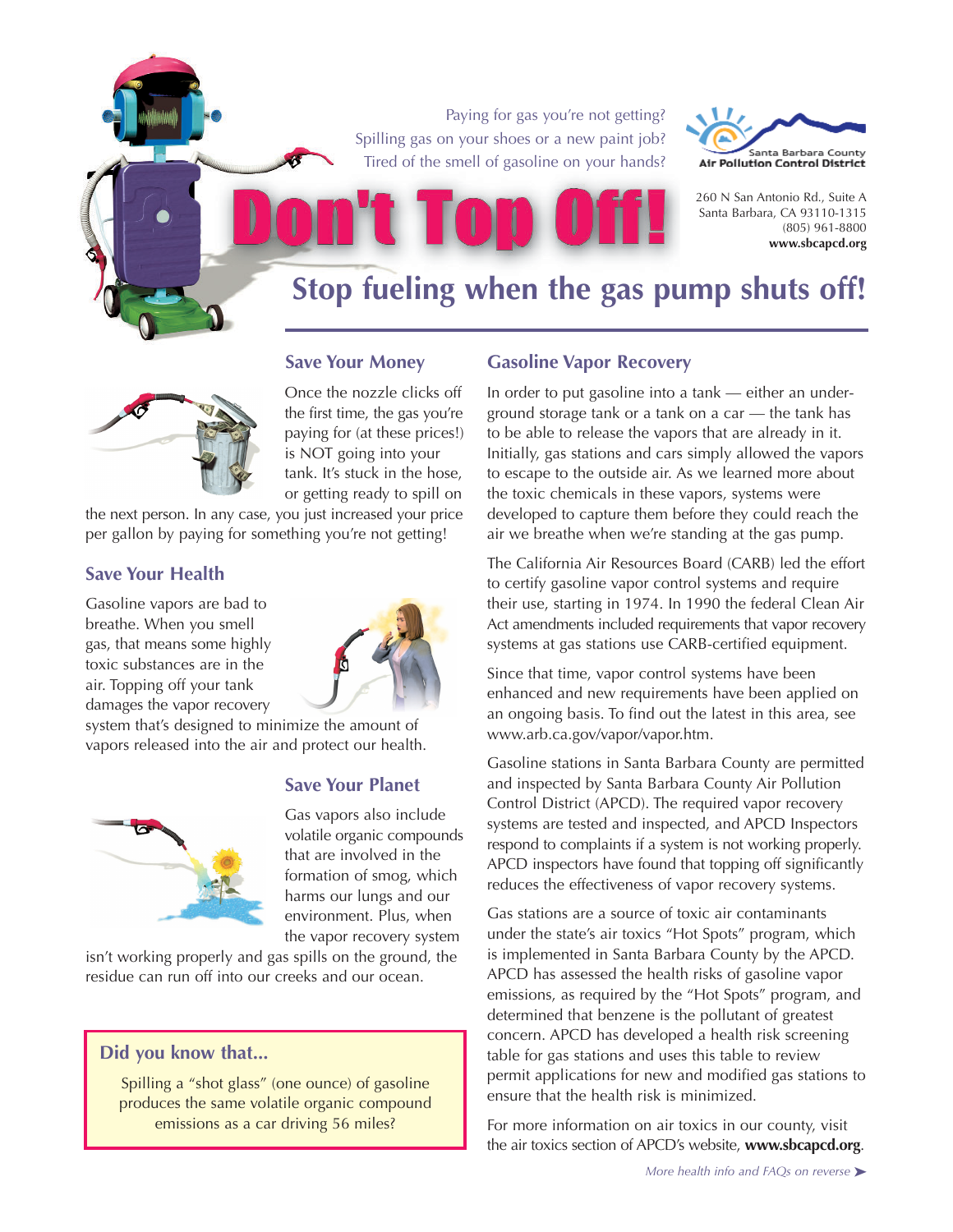Paying for gas you're not getting?
Spilling gas on your shoes or a new paint job?
Tired of the smell of gasoline on your hands?

Santa Barbara County
**Air Pollution Control District**

260 N San Antonio Rd., Suite A
Santa Barbara, CA 93110-1315
(805) 961-8800
**www.sbcapcd.org**

# Don't Top Off!

## Stop fueling when the gas pump shuts off!

### Save Your Money

Once the nozzle clicks off the first time, the gas you're paying for (at these prices!) is NOT going into your tank. It's stuck in the hose, or getting ready to spill on the next person. In any case, you just increased your price per gallon by paying for something you're not getting!

### Save Your Health

Gasoline vapors are bad to breathe. When you smell gas, that means some highly toxic substances are in the air. Topping off your tank damages the vapor recovery system that's designed to minimize the amount of vapors released into the air and protect our health.

### Save Your Planet

Gas vapors also include volatile organic compounds that are involved in the formation of smog, which harms our lungs and our environment. Plus, when the vapor recovery system isn't working properly and gas spills on the ground, the residue can run off into our creeks and our ocean.

> **Did you know that...**
>
> Spilling a "shot glass" (one ounce) of gasoline produces the same volatile organic compound emissions as a car driving 56 miles?

### Gasoline Vapor Recovery

In order to put gasoline into a tank — either an underground storage tank or a tank on a car — the tank has to be able to release the vapors that are already in it. Initially, gas stations and cars simply allowed the vapors to escape to the outside air. As we learned more about the toxic chemicals in these vapors, systems were developed to capture them before they could reach the air we breathe when we're standing at the gas pump.

The California Air Resources Board (CARB) led the effort to certify gasoline vapor control systems and require their use, starting in 1974. In 1990 the federal Clean Air Act amendments included requirements that vapor recovery systems at gas stations use CARB-certified equipment.

Since that time, vapor control systems have been enhanced and new requirements have been applied on an ongoing basis. To find out the latest in this area, see www.arb.ca.gov/vapor/vapor.htm.

Gasoline stations in Santa Barbara County are permitted and inspected by Santa Barbara County Air Pollution Control District (APCD). The required vapor recovery systems are tested and inspected, and APCD Inspectors respond to complaints if a system is not working properly. APCD inspectors have found that topping off significantly reduces the effectiveness of vapor recovery systems.

Gas stations are a source of toxic air contaminants under the state's air toxics "Hot Spots" program, which is implemented in Santa Barbara County by the APCD. APCD has assessed the health risks of gasoline vapor emissions, as required by the "Hot Spots" program, and determined that benzene is the pollutant of greatest concern. APCD has developed a health risk screening table for gas stations and uses this table to review permit applications for new and modified gas stations to ensure that the health risk is minimized.

For more information on air toxics in our county, visit the air toxics section of APCD's website, **www.sbcapcd.org**.

*More health info and FAQs on reverse ➤*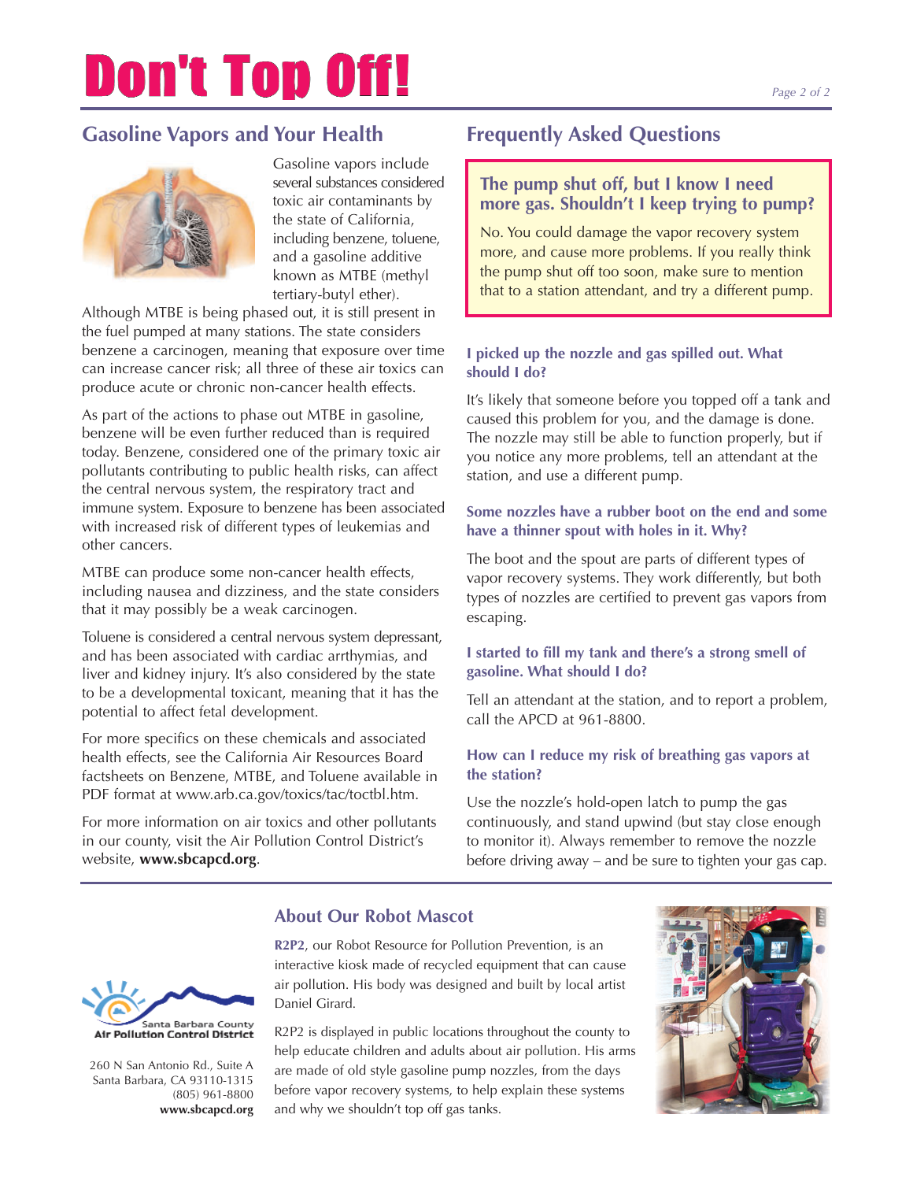# Don't Top Off!

## Gasoline Vapors and Your Health

Gasoline vapors include several substances considered toxic air contaminants by the state of California, including benzene, toluene, and a gasoline additive known as MTBE (methyl tertiary-butyl ether).

Although MTBE is being phased out, it is still present in the fuel pumped at many stations. The state considers benzene a carcinogen, meaning that exposure over time can increase cancer risk; all three of these air toxics can produce acute or chronic non-cancer health effects.

As part of the actions to phase out MTBE in gasoline, benzene will be even further reduced than is required today. Benzene, considered one of the primary toxic air pollutants contributing to public health risks, can affect the central nervous system, the respiratory tract and immune system. Exposure to benzene has been associated with increased risk of different types of leukemias and other cancers.

MTBE can produce some non-cancer health effects, including nausea and dizziness, and the state considers that it may possibly be a weak carcinogen.

Toluene is considered a central nervous system depressant, and has been associated with cardiac arrthymias, and liver and kidney injury. It's also considered by the state to be a developmental toxicant, meaning that it has the potential to affect fetal development.

For more specifics on these chemicals and associated health effects, see the California Air Resources Board factsheets on Benzene, MTBE, and Toluene available in PDF format at www.arb.ca.gov/toxics/tac/toctbl.htm.

For more information on air toxics and other pollutants in our county, visit the Air Pollution Control District's website, **www.sbcapcd.org**.

## Frequently Asked Questions

### The pump shut off, but I know I need more gas. Shouldn't I keep trying to pump?

No. You could damage the vapor recovery system more, and cause more problems. If you really think the pump shut off too soon, make sure to mention that to a station attendant, and try a different pump.

### I picked up the nozzle and gas spilled out. What should I do?

It's likely that someone before you topped off a tank and caused this problem for you, and the damage is done. The nozzle may still be able to function properly, but if you notice any more problems, tell an attendant at the station, and use a different pump.

### Some nozzles have a rubber boot on the end and some have a thinner spout with holes in it. Why?

The boot and the spout are parts of different types of vapor recovery systems. They work differently, but both types of nozzles are certified to prevent gas vapors from escaping.

### I started to fill my tank and there's a strong smell of gasoline. What should I do?

Tell an attendant at the station, and to report a problem, call the APCD at 961-8800.

### How can I reduce my risk of breathing gas vapors at the station?

Use the nozzle's hold-open latch to pump the gas continuously, and stand upwind (but stay close enough to monitor it). Always remember to remove the nozzle before driving away – and be sure to tighten your gas cap.

## About Our Robot Mascot

**R2P2**, our Robot Resource for Pollution Prevention, is an interactive kiosk made of recycled equipment that can cause air pollution. His body was designed and built by local artist Daniel Girard.

R2P2 is displayed in public locations throughout the county to help educate children and adults about air pollution. His arms are made of old style gasoline pump nozzles, from the days before vapor recovery systems, to help explain these systems and why we shouldn't top off gas tanks.

Santa Barbara County
Air Pollution Control District

260 N San Antonio Rd., Suite A
Santa Barbara, CA 93110-1315
(805) 961-8800
**www.sbcapcd.org**